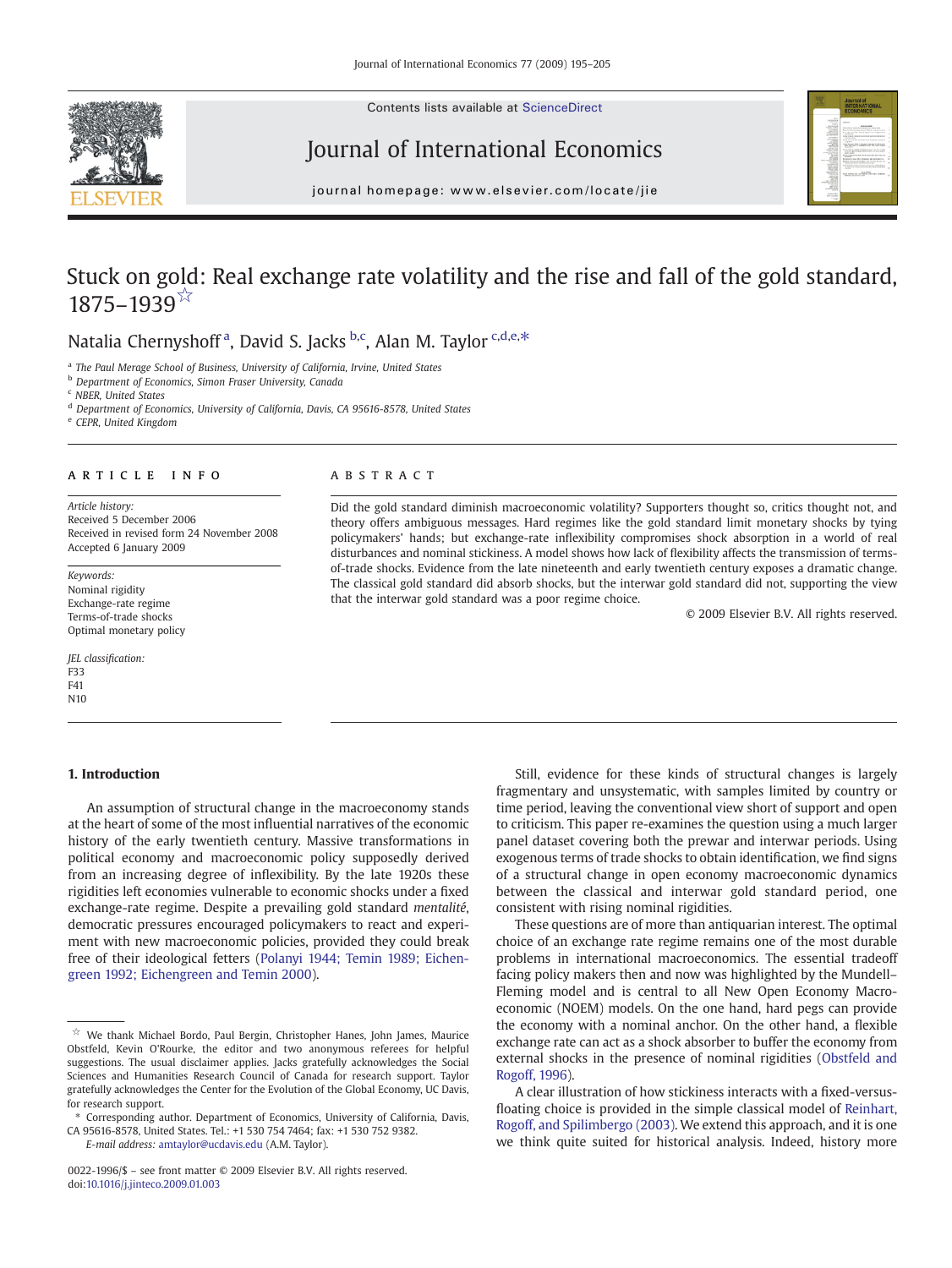# Stuck on gold: Real exchange rate volatility and the rise and fall of the gold standard, 1875–1939☆

Natalia Chernyshoff [a], David S. Jacks [b,c], Alan M. Taylor [c,d,e,*]

[a] The Paul Merage School of Business, University of California, Irvine, United States
[b] Department of Economics, Simon Fraser University, Canada
[c] NBER, United States
[d] Department of Economics, University of California, Davis, CA 95616-8578, United States
[e] CEPR, United Kingdom

**ARTICLE INFO**

*Article history:*
Received 5 December 2006
Received in revised form 24 November 2008
Accepted 6 January 2009

*Keywords:*
Nominal rigidity
Exchange-rate regime
Terms-of-trade shocks
Optimal monetary policy

*JEL classification:*
F33
F41
N10

**ABSTRACT**

Did the gold standard diminish macroeconomic volatility? Supporters thought so, critics thought not, and theory offers ambiguous messages. Hard regimes like the gold standard limit monetary shocks by tying policymakers' hands; but exchange-rate inflexibility compromises shock absorption in a world of real disturbances and nominal stickiness. A model shows how lack of flexibility affects the transmission of terms-of-trade shocks. Evidence from the late nineteenth and early twentieth century exposes a dramatic change. The classical gold standard did absorb shocks, but the interwar gold standard did not, supporting the view that the interwar gold standard was a poor regime choice.

© 2009 Elsevier B.V. All rights reserved.

## 1. Introduction

An assumption of structural change in the macroeconomy stands at the heart of some of the most influential narratives of the economic history of the early twentieth century. Massive transformations in political economy and macroeconomic policy supposedly derived from an increasing degree of inflexibility. By the late 1920s these rigidities left economies vulnerable to economic shocks under a fixed exchange-rate regime. Despite a prevailing gold standard *mentalité*, democratic pressures encouraged policymakers to react and experiment with new macroeconomic policies, provided they could break free of their ideological fetters (Polanyi 1944; Temin 1989; Eichengreen 1992; Eichengreen and Temin 2000).

Still, evidence for these kinds of structural changes is largely fragmentary and unsystematic, with samples limited by country or time period, leaving the conventional view short of support and open to criticism. This paper re-examines the question using a much larger panel dataset covering both the prewar and interwar periods. Using exogenous terms of trade shocks to obtain identification, we find signs of a structural change in open economy macroeconomic dynamics between the classical and interwar gold standard period, one consistent with rising nominal rigidities.

These questions are of more than antiquarian interest. The optimal choice of an exchange rate regime remains one of the most durable problems in international macroeconomics. The essential tradeoff facing policy makers then and now was highlighted by the Mundell–Fleming model and is central to all New Open Economy Macroeconomic (NOEM) models. On the one hand, hard pegs can provide the economy with a nominal anchor. On the other hand, a flexible exchange rate can act as a shock absorber to buffer the economy from external shocks in the presence of nominal rigidities (Obstfeld and Rogoff, 1996).

A clear illustration of how stickiness interacts with a fixed-versus-floating choice is provided in the simple classical model of Reinhart, Rogoff, and Spilimbergo (2003). We extend this approach, and it is one we think quite suited for historical analysis. Indeed, history more

---

☆ We thank Michael Bordo, Paul Bergin, Christopher Hanes, John James, Maurice Obstfeld, Kevin O'Rourke, the editor and two anonymous referees for helpful suggestions. The usual disclaimer applies. Jacks gratefully acknowledges the Social Sciences and Humanities Research Council of Canada for research support. Taylor gratefully acknowledges the Center for the Evolution of the Global Economy, UC Davis, for research support.

\* Corresponding author. Department of Economics, University of California, Davis, CA 95616-8578, United States. Tel.: +1 530 754 7464; fax: +1 530 752 9382.
*E-mail address:* amtaylor@ucdavis.edu (A.M. Taylor).

0022-1996/$ – see front matter © 2009 Elsevier B.V. All rights reserved.
doi:10.1016/j.jinteco.2009.01.003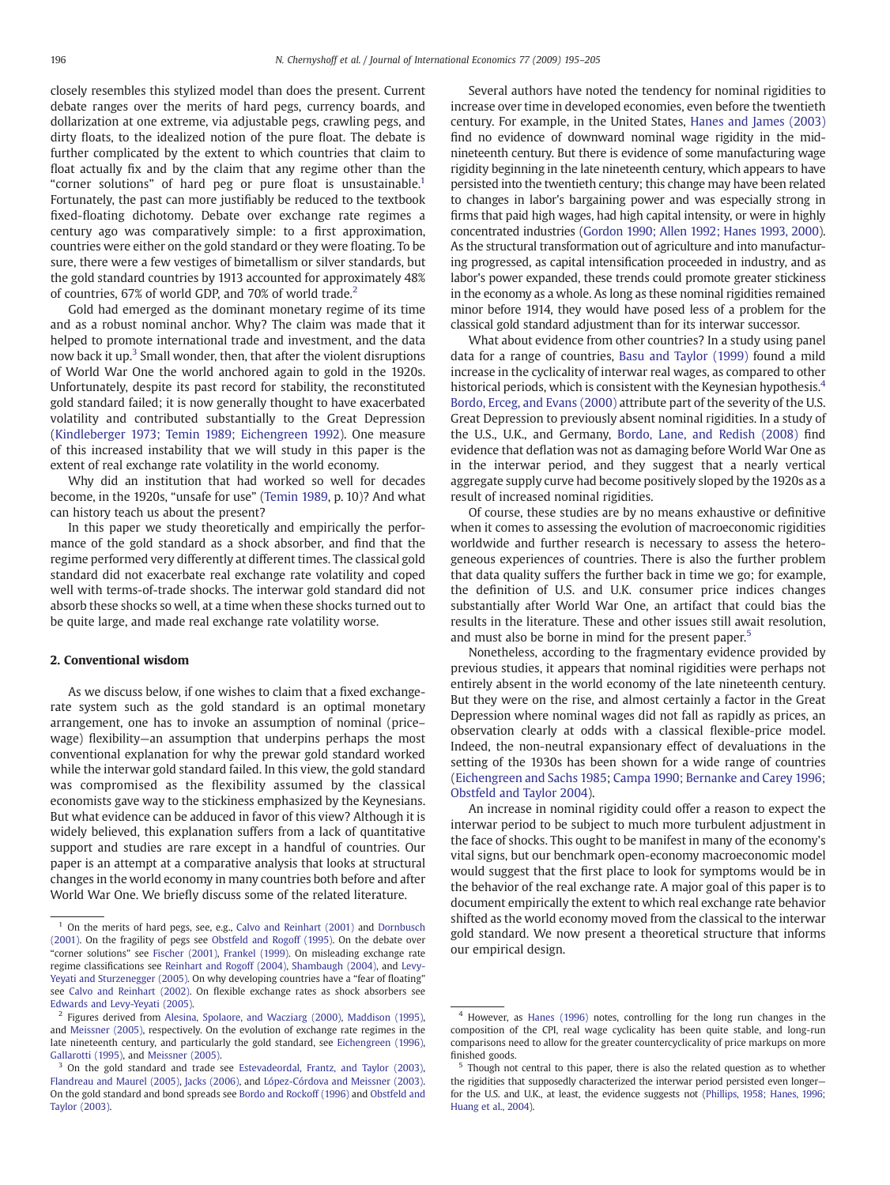closely resembles this stylized model than does the present. Current debate ranges over the merits of hard pegs, currency boards, and dollarization at one extreme, via adjustable pegs, crawling pegs, and dirty floats, to the idealized notion of the pure float. The debate is further complicated by the extent to which countries that claim to float actually fix and by the claim that any regime other than the "corner solutions" of hard peg or pure float is unsustainable.[1] Fortunately, the past can more justifiably be reduced to the textbook fixed-floating dichotomy. Debate over exchange rate regimes a century ago was comparatively simple: to a first approximation, countries were either on the gold standard or they were floating. To be sure, there were a few vestiges of bimetallism or silver standards, but the gold standard countries by 1913 accounted for approximately 48% of countries, 67% of world GDP, and 70% of world trade.[2]

Gold had emerged as the dominant monetary regime of its time and as a robust nominal anchor. Why? The claim was made that it helped to promote international trade and investment, and the data now back it up.[3] Small wonder, then, that after the violent disruptions of World War One the world anchored again to gold in the 1920s. Unfortunately, despite its past record for stability, the reconstituted gold standard failed; it is now generally thought to have exacerbated volatility and contributed substantially to the Great Depression (Kindleberger 1973; Temin 1989; Eichengreen 1992). One measure of this increased instability that we will study in this paper is the extent of real exchange rate volatility in the world economy.

Why did an institution that had worked so well for decades become, in the 1920s, "unsafe for use" (Temin 1989, p. 10)? And what can history teach us about the present?

In this paper we study theoretically and empirically the performance of the gold standard as a shock absorber, and find that the regime performed very differently at different times. The classical gold standard did not exacerbate real exchange rate volatility and coped well with terms-of-trade shocks. The interwar gold standard did not absorb these shocks so well, at a time when these shocks turned out to be quite large, and made real exchange rate volatility worse.

## 2. Conventional wisdom

As we discuss below, if one wishes to claim that a fixed exchange-rate system such as the gold standard is an optimal monetary arrangement, one has to invoke an assumption of nominal (price–wage) flexibility—an assumption that underpins perhaps the most conventional explanation for why the prewar gold standard worked while the interwar gold standard failed. In this view, the gold standard was compromised as the flexibility assumed by the classical economists gave way to the stickiness emphasized by the Keynesians. But what evidence can be adduced in favor of this view? Although it is widely believed, this explanation suffers from a lack of quantitative support and studies are rare except in a handful of countries. Our paper is an attempt at a comparative analysis that looks at structural changes in the world economy in many countries both before and after World War One. We briefly discuss some of the related literature.

Several authors have noted the tendency for nominal rigidities to increase over time in developed economies, even before the twentieth century. For example, in the United States, Hanes and James (2003) find no evidence of downward nominal wage rigidity in the mid-nineteenth century. But there is evidence of some manufacturing wage rigidity beginning in the late nineteenth century, which appears to have persisted into the twentieth century; this change may have been related to changes in labor's bargaining power and was especially strong in firms that paid high wages, had high capital intensity, or were in highly concentrated industries (Gordon 1990; Allen 1992; Hanes 1993, 2000). As the structural transformation out of agriculture and into manufacturing progressed, as capital intensification proceeded in industry, and as labor's power expanded, these trends could promote greater stickiness in the economy as a whole. As long as these nominal rigidities remained minor before 1914, they would have posed less of a problem for the classical gold standard adjustment than for its interwar successor.

What about evidence from other countries? In a study using panel data for a range of countries, Basu and Taylor (1999) found a mild increase in the cyclicality of interwar real wages, as compared to other historical periods, which is consistent with the Keynesian hypothesis.[4] Bordo, Erceg, and Evans (2000) attribute part of the severity of the U.S. Great Depression to previously absent nominal rigidities. In a study of the U.S., U.K., and Germany, Bordo, Lane, and Redish (2008) find evidence that deflation was not as damaging before World War One as in the interwar period, and they suggest that a nearly vertical aggregate supply curve had become positively sloped by the 1920s as a result of increased nominal rigidities.

Of course, these studies are by no means exhaustive or definitive when it comes to assessing the evolution of macroeconomic rigidities worldwide and further research is necessary to assess the heterogeneous experiences of countries. There is also the further problem that data quality suffers the further back in time we go; for example, the definition of U.S. and U.K. consumer price indices changes substantially after World War One, an artifact that could bias the results in the literature. These and other issues still await resolution, and must also be borne in mind for the present paper.[5]

Nonetheless, according to the fragmentary evidence provided by previous studies, it appears that nominal rigidities were perhaps not entirely absent in the world economy of the late nineteenth century. But they were on the rise, and almost certainly a factor in the Great Depression where nominal wages did not fall as rapidly as prices, an observation clearly at odds with a classical flexible-price model. Indeed, the non-neutral expansionary effect of devaluations in the setting of the 1930s has been shown for a wide range of countries (Eichengreen and Sachs 1985; Campa 1990; Bernanke and Carey 1996; Obstfeld and Taylor 2004).

An increase in nominal rigidity could offer a reason to expect the interwar period to be subject to much more turbulent adjustment in the face of shocks. This ought to be manifest in many of the economy's vital signs, but our benchmark open-economy macroeconomic model would suggest that the first place to look for symptoms would be in the behavior of the real exchange rate. A major goal of this paper is to document empirically the extent to which real exchange rate behavior shifted as the world economy moved from the classical to the interwar gold standard. We now present a theoretical structure that informs our empirical design.

---

[1] On the merits of hard pegs, see, e.g., Calvo and Reinhart (2001) and Dornbusch (2001). On the fragility of pegs see Obstfeld and Rogoff (1995). On the debate over "corner solutions" see Fischer (2001), Frankel (1999). On misleading exchange rate regime classifications see Reinhart and Rogoff (2004), Shambaugh (2004), and Levy-Yeyati and Sturzenegger (2005). On why developing countries have a "fear of floating" see Calvo and Reinhart (2002). On flexible exchange rates as shock absorbers see Edwards and Levy-Yeyati (2005).

[2] Figures derived from Alesina, Spolaore, and Wacziarg (2000), Maddison (1995), and Meissner (2005), respectively. On the evolution of exchange rate regimes in the late nineteenth century, and particularly the gold standard, see Eichengreen (1996), Gallarotti (1995), and Meissner (2005).

[3] On the gold standard and trade see Estevadeordal, Frantz, and Taylor (2003), Flandreau and Maurel (2005), Jacks (2006), and López-Córdova and Meissner (2003). On the gold standard and bond spreads see Bordo and Rockoff (1996) and Obstfeld and Taylor (2003).

[4] However, as Hanes (1996) notes, controlling for the long run changes in the composition of the CPI, real wage cyclicality has been quite stable, and long-run comparisons need to allow for the greater countercyclicality of price markups on more finished goods.

[5] Though not central to this paper, there is also the related question as to whether the rigidities that supposedly characterized the interwar period persisted even longer—for the U.S. and U.K., at least, the evidence suggests not (Phillips, 1958; Hanes, 1996; Huang et al., 2004).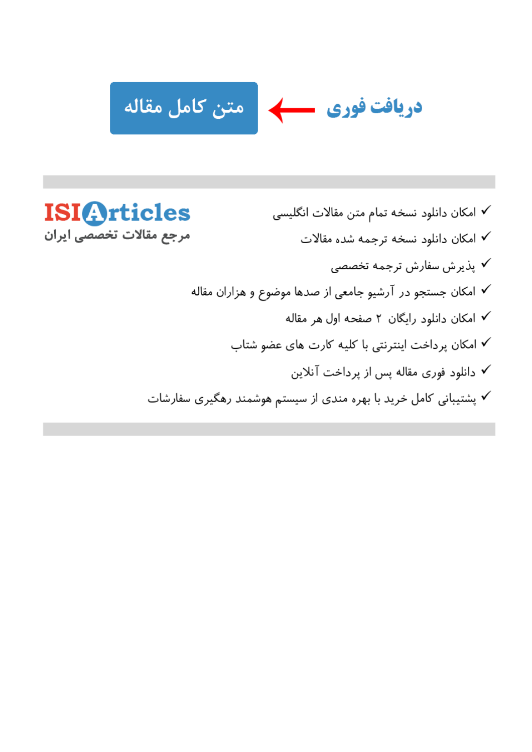متن کامل مقاله ← دریافت فوری

ISIArticles
مرجع مقالات تخصصی ایران

- ✓ امکان دانلود نسخه تمام متن مقالات انگلیسی
- ✓ امکان دانلود نسخه ترجمه شده مقالات
- ✓ پذیرش سفارش ترجمه تخصصی
- ✓ امکان جستجو در آرشیو جامعی از صدها موضوع و هزاران مقاله
- ✓ امکان دانلود رایگان ۲ صفحه اول هر مقاله
- ✓ امکان پرداخت اینترنتی با کلیه کارت های عضو شتاب
- ✓ دانلود فوری مقاله پس از پرداخت آنلاین
- ✓ پشتیبانی کامل خرید با بهره مندی از سیستم هوشمند رهگیری سفارشات